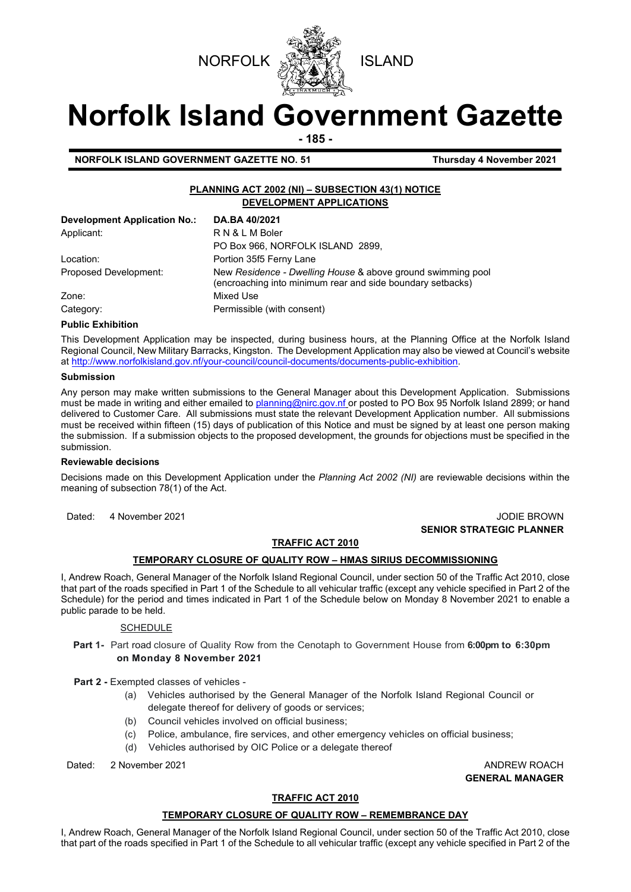NORFOLK ISLAND

# Norfolk Island Government Gazette

**NORFOLK ISLAND GOVERNMENT GAZETTE NO. 51** **Thursday 4 November 2021**

## PLANNING ACT 2002 (NI) – SUBSECTION 43(1) NOTICE
## DEVELOPMENT APPLICATIONS

| | |
|---|---|
| **Development Application No.:** | **DA.BA 40/2021** |
| Applicant: | R N & L M Boler<br>PO Box 966, NORFOLK ISLAND 2899, |
| Location: | Portion 35f5 Ferny Lane |
| Proposed Development: | New *Residence - Dwelling House* & above ground swimming pool (encroaching into minimum rear and side boundary setbacks) |
| Zone: | Mixed Use |
| Category: | Permissible (with consent) |

**Public Exhibition**

This Development Application may be inspected, during business hours, at the Planning Office at the Norfolk Island Regional Council, New Military Barracks, Kingston. The Development Application may also be viewed at Council's website at http://www.norfolkisland.gov.nf/your-council/council-documents/documents-public-exhibition.

**Submission**

Any person may make written submissions to the General Manager about this Development Application. Submissions must be made in writing and either emailed to planning@nirc.gov.nf or posted to PO Box 95 Norfolk Island 2899; or hand delivered to Customer Care. All submissions must state the relevant Development Application number. All submissions must be received within fifteen (15) days of publication of this Notice and must be signed by at least one person making the submission. If a submission objects to the proposed development, the grounds for objections must be specified in the submission.

**Reviewable decisions**

Decisions made on this Development Application under the *Planning Act 2002 (NI)* are reviewable decisions within the meaning of subsection 78(1) of the Act.

Dated: 4 November 2021

JODIE BROWN
**SENIOR STRATEGIC PLANNER**

## TRAFFIC ACT 2010

### TEMPORARY CLOSURE OF QUALITY ROW – HMAS SIRIUS DECOMMISSIONING

I, Andrew Roach, General Manager of the Norfolk Island Regional Council, under section 50 of the Traffic Act 2010, close that part of the roads specified in Part 1 of the Schedule to all vehicular traffic (except any vehicle specified in Part 2 of the Schedule) for the period and times indicated in Part 1 of the Schedule below on Monday 8 November 2021 to enable a public parade to be held.

SCHEDULE

**Part 1-** Part road closure of Quality Row from the Cenotaph to Government House from **6:00pm to 6:30pm on Monday 8 November 2021**

**Part 2 -** Exempted classes of vehicles -

(a) Vehicles authorised by the General Manager of the Norfolk Island Regional Council or delegate thereof for delivery of goods or services;
(b) Council vehicles involved on official business;
(c) Police, ambulance, fire services, and other emergency vehicles on official business;
(d) Vehicles authorised by OIC Police or a delegate thereof

Dated: 2 November 2021

ANDREW ROACH
**GENERAL MANAGER**

## TRAFFIC ACT 2010

### TEMPORARY CLOSURE OF QUALITY ROW – REMEMBRANCE DAY

I, Andrew Roach, General Manager of the Norfolk Island Regional Council, under section 50 of the Traffic Act 2010, close that part of the roads specified in Part 1 of the Schedule to all vehicular traffic (except any vehicle specified in Part 2 of the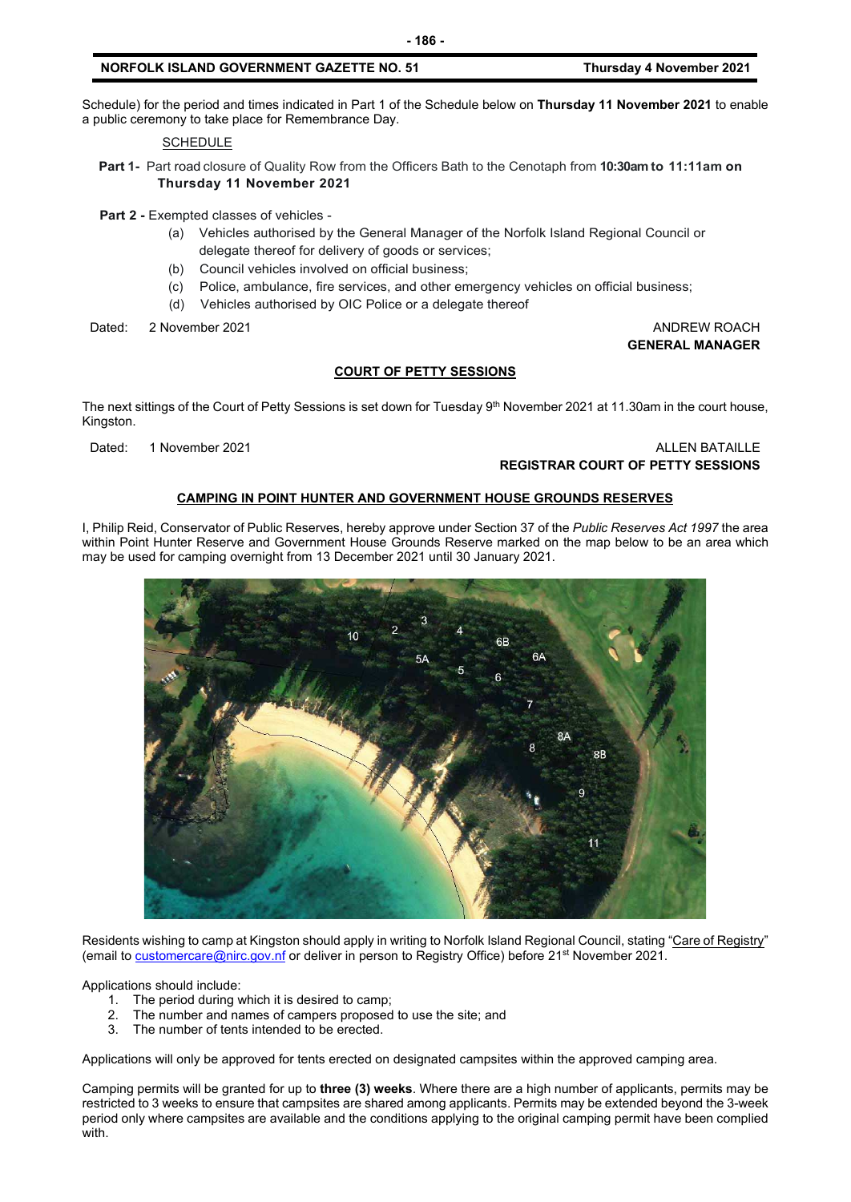Schedule) for the period and times indicated in Part 1 of the Schedule below on **Thursday 11 November 2021** to enable a public ceremony to take place for Remembrance Day.

SCHEDULE

**Part 1-** Part road closure of Quality Row from the Officers Bath to the Cenotaph from **10:30am to 11:11am on Thursday 11 November 2021**

**Part 2 -** Exempted classes of vehicles -

(a) Vehicles authorised by the General Manager of the Norfolk Island Regional Council or delegate thereof for delivery of goods or services;
(b) Council vehicles involved on official business;
(c) Police, ambulance, fire services, and other emergency vehicles on official business;
(d) Vehicles authorised by OIC Police or a delegate thereof

Dated: 2 November 2021

ANDREW ROACH
**GENERAL MANAGER**

## COURT OF PETTY SESSIONS

The next sittings of the Court of Petty Sessions is set down for Tuesday 9th November 2021 at 11.30am in the court house, Kingston.

Dated: 1 November 2021

ALLEN BATAILLE
**REGISTRAR COURT OF PETTY SESSIONS**

## CAMPING IN POINT HUNTER AND GOVERNMENT HOUSE GROUNDS RESERVES

I, Philip Reid, Conservator of Public Reserves, hereby approve under Section 37 of the *Public Reserves Act 1997* the area within Point Hunter Reserve and Government House Grounds Reserve marked on the map below to be an area which may be used for camping overnight from 13 December 2021 until 30 January 2021.

Residents wishing to camp at Kingston should apply in writing to Norfolk Island Regional Council, stating "Care of Registry" (email to customercare@nirc.gov.nf or deliver in person to Registry Office) before 21st November 2021.

Applications should include:

1. The period during which it is desired to camp;
2. The number and names of campers proposed to use the site; and
3. The number of tents intended to be erected.

Applications will only be approved for tents erected on designated campsites within the approved camping area.

Camping permits will be granted for up to **three (3) weeks**. Where there are a high number of applicants, permits may be restricted to 3 weeks to ensure that campsites are shared among applicants. Permits may be extended beyond the 3-week period only where campsites are available and the conditions applying to the original camping permit have been complied with.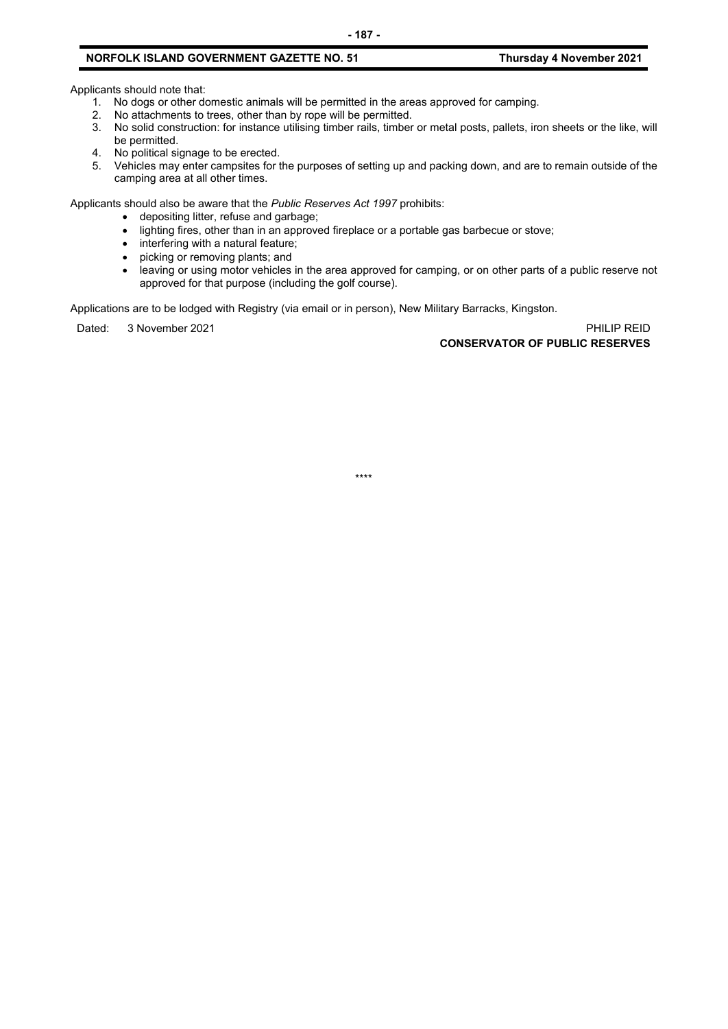Applicants should note that:

1. No dogs or other domestic animals will be permitted in the areas approved for camping.
2. No attachments to trees, other than by rope will be permitted.
3. No solid construction: for instance utilising timber rails, timber or metal posts, pallets, iron sheets or the like, will be permitted.
4. No political signage to be erected.
5. Vehicles may enter campsites for the purposes of setting up and packing down, and are to remain outside of the camping area at all other times.

Applicants should also be aware that the *Public Reserves Act 1997* prohibits:

- depositing litter, refuse and garbage;
- lighting fires, other than in an approved fireplace or a portable gas barbecue or stove;
- interfering with a natural feature;
- picking or removing plants; and
- leaving or using motor vehicles in the area approved for camping, or on other parts of a public reserve not approved for that purpose (including the golf course).

Applications are to be lodged with Registry (via email or in person), New Military Barracks, Kingston.

Dated: 3 November 2021

PHILIP REID
**CONSERVATOR OF PUBLIC RESERVES**

****